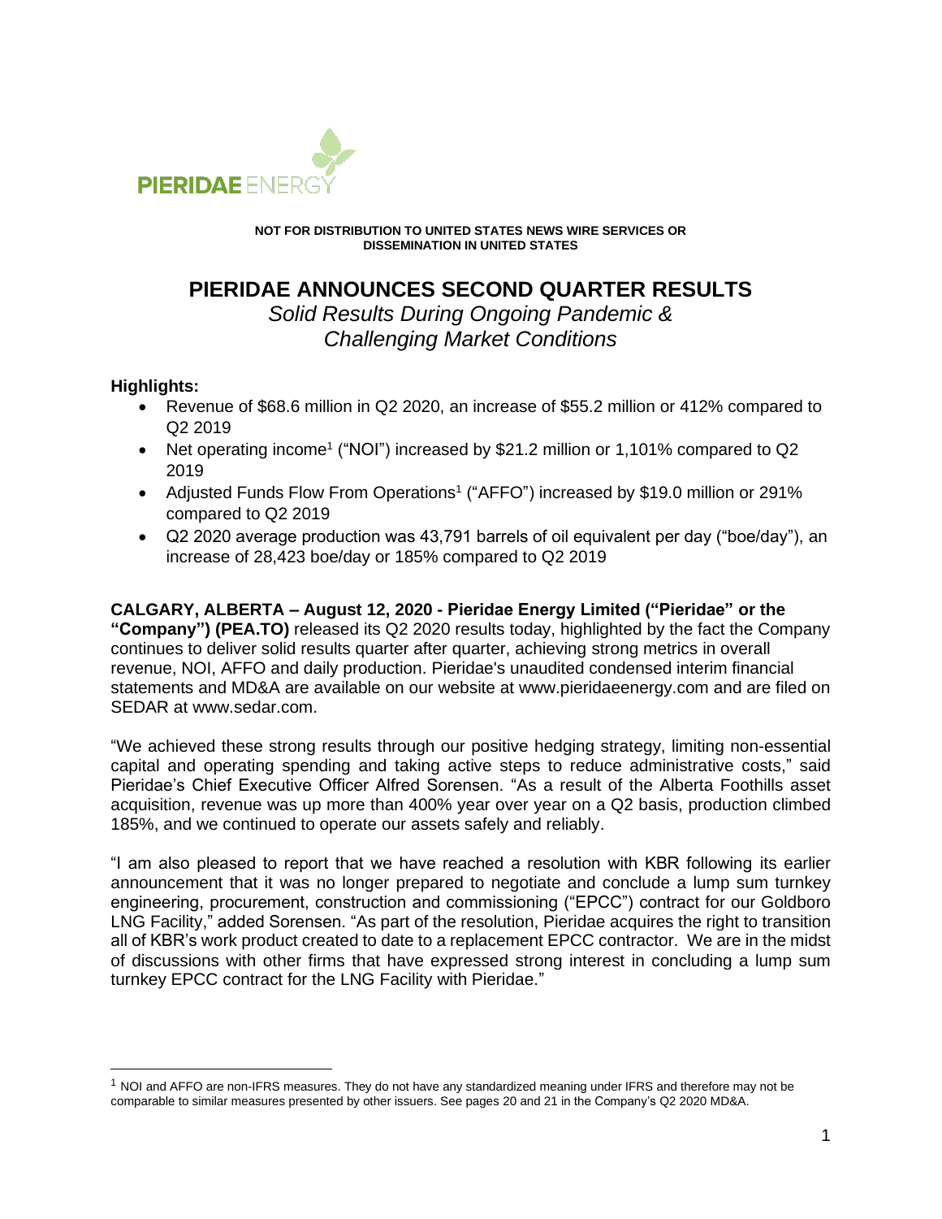**NOT FOR DISTRIBUTION TO UNITED STATES NEWS WIRE SERVICES OR DISSEMINATION IN UNITED STATES**

# PIERIDAE ANNOUNCES SECOND QUARTER RESULTS

*Solid Results During Ongoing Pandemic & Challenging Market Conditions*

**Highlights:**

- Revenue of $68.6 million in Q2 2020, an increase of $55.2 million or 412% compared to Q2 2019
- Net operating income[1] ("NOI") increased by $21.2 million or 1,101% compared to Q2 2019
- Adjusted Funds Flow From Operations[1] ("AFFO") increased by $19.0 million or 291% compared to Q2 2019
- Q2 2020 average production was 43,791 barrels of oil equivalent per day ("boe/day"), an increase of 28,423 boe/day or 185% compared to Q2 2019

**CALGARY, ALBERTA – August 12, 2020 - Pieridae Energy Limited ("Pieridae" or the "Company") (PEA.TO)** released its Q2 2020 results today, highlighted by the fact the Company continues to deliver solid results quarter after quarter, achieving strong metrics in overall revenue, NOI, AFFO and daily production. Pieridae's unaudited condensed interim financial statements and MD&A are available on our website at www.pieridaeenergy.com and are filed on SEDAR at www.sedar.com.

"We achieved these strong results through our positive hedging strategy, limiting non-essential capital and operating spending and taking active steps to reduce administrative costs," said Pieridae's Chief Executive Officer Alfred Sorensen. "As a result of the Alberta Foothills asset acquisition, revenue was up more than 400% year over year on a Q2 basis, production climbed 185%, and we continued to operate our assets safely and reliably.

"I am also pleased to report that we have reached a resolution with KBR following its earlier announcement that it was no longer prepared to negotiate and conclude a lump sum turnkey engineering, procurement, construction and commissioning ("EPCC") contract for our Goldboro LNG Facility," added Sorensen. "As part of the resolution, Pieridae acquires the right to transition all of KBR's work product created to date to a replacement EPCC contractor. We are in the midst of discussions with other firms that have expressed strong interest in concluding a lump sum turnkey EPCC contract for the LNG Facility with Pieridae."

---

[1] NOI and AFFO are non-IFRS measures. They do not have any standardized meaning under IFRS and therefore may not be comparable to similar measures presented by other issuers. See pages 20 and 21 in the Company's Q2 2020 MD&A.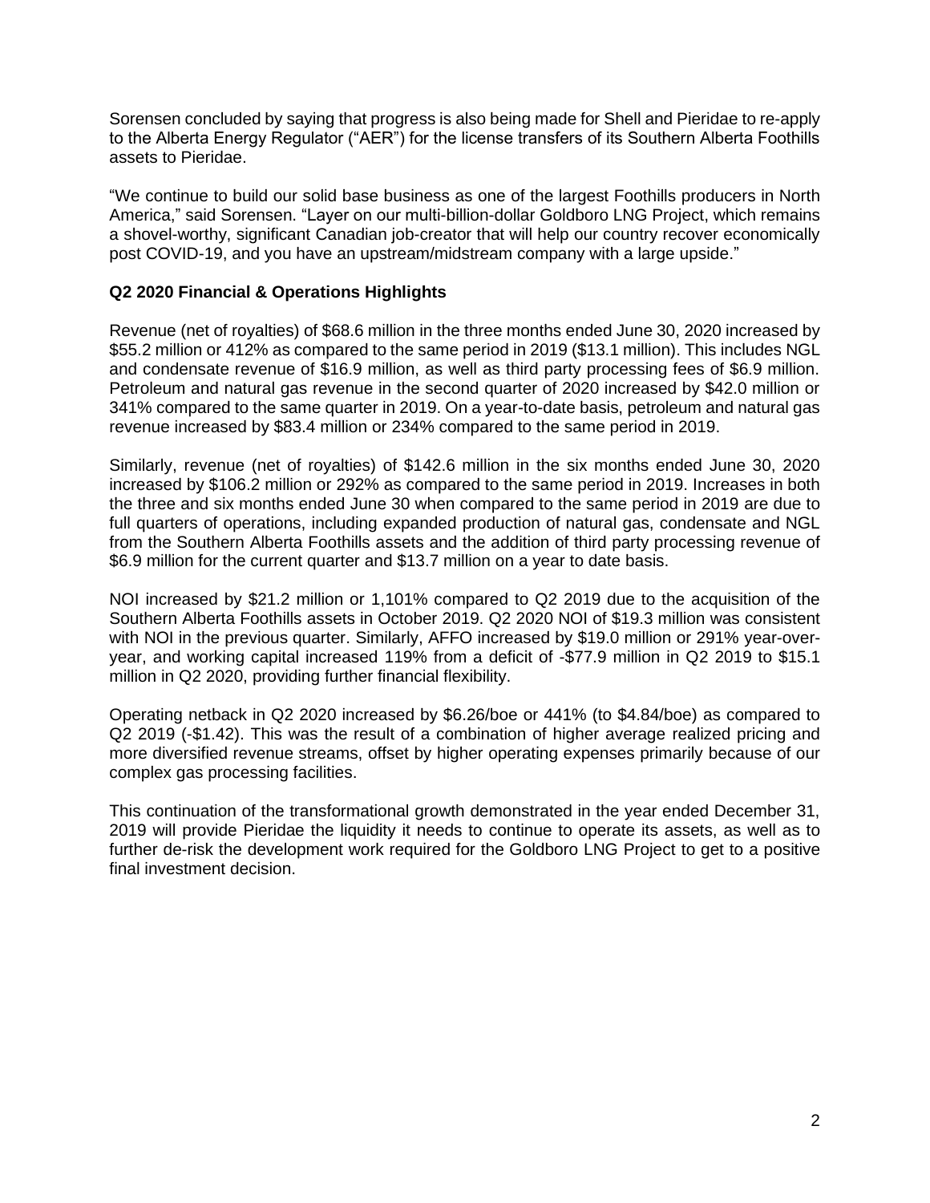Sorensen concluded by saying that progress is also being made for Shell and Pieridae to re-apply to the Alberta Energy Regulator ("AER") for the license transfers of its Southern Alberta Foothills assets to Pieridae.

"We continue to build our solid base business as one of the largest Foothills producers in North America," said Sorensen. "Layer on our multi-billion-dollar Goldboro LNG Project, which remains a shovel-worthy, significant Canadian job-creator that will help our country recover economically post COVID-19, and you have an upstream/midstream company with a large upside."

**Q2 2020 Financial & Operations Highlights**

Revenue (net of royalties) of $68.6 million in the three months ended June 30, 2020 increased by $55.2 million or 412% as compared to the same period in 2019 ($13.1 million). This includes NGL and condensate revenue of $16.9 million, as well as third party processing fees of $6.9 million. Petroleum and natural gas revenue in the second quarter of 2020 increased by $42.0 million or 341% compared to the same quarter in 2019. On a year-to-date basis, petroleum and natural gas revenue increased by $83.4 million or 234% compared to the same period in 2019.

Similarly, revenue (net of royalties) of $142.6 million in the six months ended June 30, 2020 increased by $106.2 million or 292% as compared to the same period in 2019. Increases in both the three and six months ended June 30 when compared to the same period in 2019 are due to full quarters of operations, including expanded production of natural gas, condensate and NGL from the Southern Alberta Foothills assets and the addition of third party processing revenue of $6.9 million for the current quarter and $13.7 million on a year to date basis.

NOI increased by $21.2 million or 1,101% compared to Q2 2019 due to the acquisition of the Southern Alberta Foothills assets in October 2019. Q2 2020 NOI of $19.3 million was consistent with NOI in the previous quarter. Similarly, AFFO increased by $19.0 million or 291% year-over-year, and working capital increased 119% from a deficit of -$77.9 million in Q2 2019 to $15.1 million in Q2 2020, providing further financial flexibility.

Operating netback in Q2 2020 increased by $6.26/boe or 441% (to $4.84/boe) as compared to Q2 2019 (-$1.42). This was the result of a combination of higher average realized pricing and more diversified revenue streams, offset by higher operating expenses primarily because of our complex gas processing facilities.

This continuation of the transformational growth demonstrated in the year ended December 31, 2019 will provide Pieridae the liquidity it needs to continue to operate its assets, as well as to further de-risk the development work required for the Goldboro LNG Project to get to a positive final investment decision.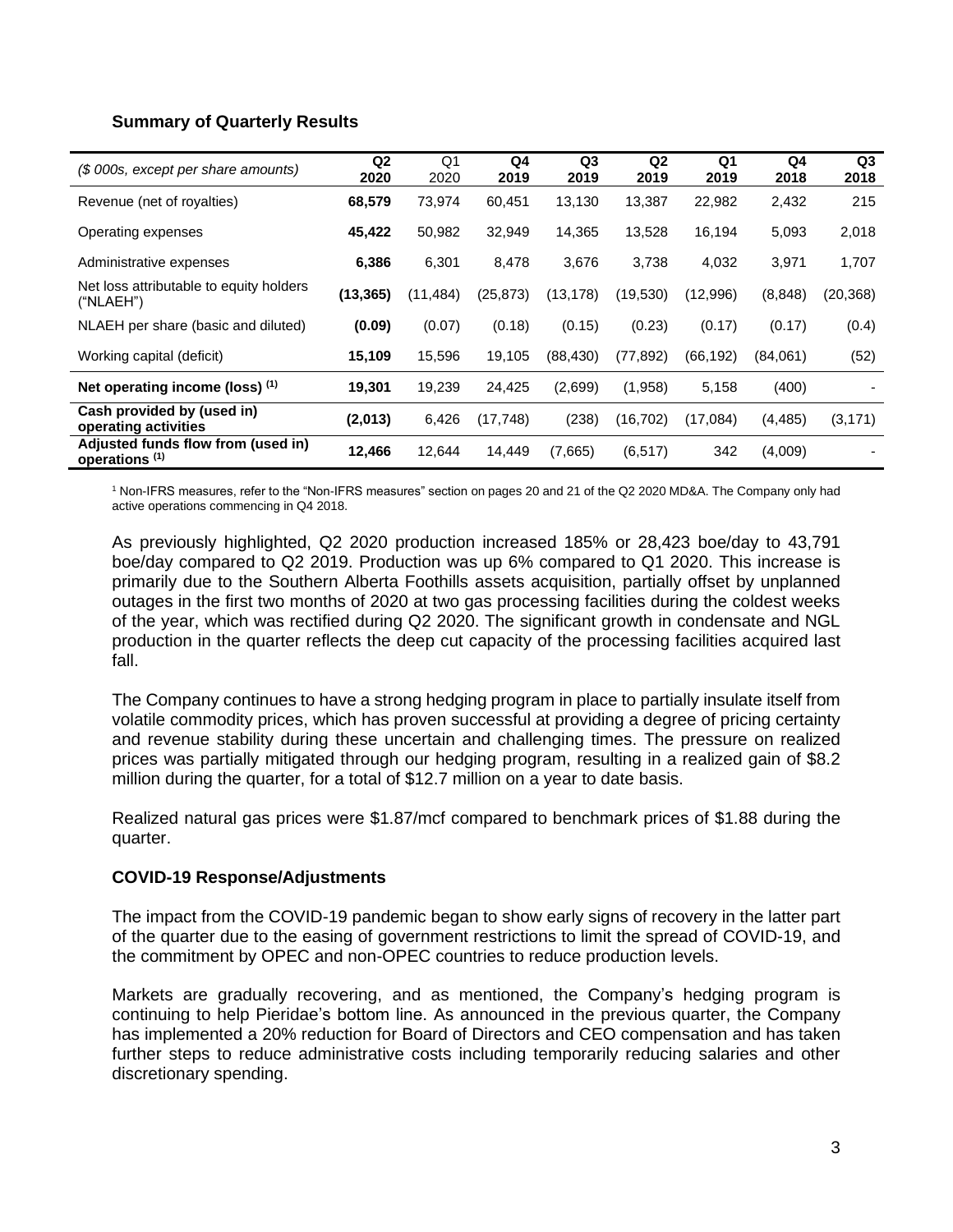## Summary of Quarterly Results

| *($ 000s, except per share amounts)* | **Q2 2020** | Q1 2020 | **Q4 2019** | **Q3 2019** | **Q2 2019** | **Q1 2019** | **Q4 2018** | **Q3 2018** |
|---|---|---|---|---|---|---|---|---|
| Revenue (net of royalties) | **68,579** | 73,974 | 60,451 | 13,130 | 13,387 | 22,982 | 2,432 | 215 |
| Operating expenses | **45,422** | 50,982 | 32,949 | 14,365 | 13,528 | 16,194 | 5,093 | 2,018 |
| Administrative expenses | **6,386** | 6,301 | 8,478 | 3,676 | 3,738 | 4,032 | 3,971 | 1,707 |
| Net loss attributable to equity holders ("NLAEH") | **(13,365)** | (11,484) | (25,873) | (13,178) | (19,530) | (12,996) | (8,848) | (20,368) |
| NLAEH per share (basic and diluted) | **(0.09)** | (0.07) | (0.18) | (0.15) | (0.23) | (0.17) | (0.17) | (0.4) |
| Working capital (deficit) | **15,109** | 15,596 | 19,105 | (88,430) | (77,892) | (66,192) | (84,061) | (52) |
| **Net operating income (loss) [1]** | **19,301** | 19,239 | 24,425 | (2,699) | (1,958) | 5,158 | (400) | - |
| **Cash provided by (used in) operating activities** | **(2,013)** | 6,426 | (17,748) | (238) | (16,702) | (17,084) | (4,485) | (3,171) |
| **Adjusted funds flow from (used in) operations [1]** | **12,466** | 12,644 | 14,449 | (7,665) | (6,517) | 342 | (4,009) | - |

[1] Non-IFRS measures, refer to the "Non-IFRS measures" section on pages 20 and 21 of the Q2 2020 MD&A. The Company only had active operations commencing in Q4 2018.

As previously highlighted, Q2 2020 production increased 185% or 28,423 boe/day to 43,791 boe/day compared to Q2 2019. Production was up 6% compared to Q1 2020. This increase is primarily due to the Southern Alberta Foothills assets acquisition, partially offset by unplanned outages in the first two months of 2020 at two gas processing facilities during the coldest weeks of the year, which was rectified during Q2 2020. The significant growth in condensate and NGL production in the quarter reflects the deep cut capacity of the processing facilities acquired last fall.

The Company continues to have a strong hedging program in place to partially insulate itself from volatile commodity prices, which has proven successful at providing a degree of pricing certainty and revenue stability during these uncertain and challenging times. The pressure on realized prices was partially mitigated through our hedging program, resulting in a realized gain of $8.2 million during the quarter, for a total of $12.7 million on a year to date basis.

Realized natural gas prices were $1.87/mcf compared to benchmark prices of $1.88 during the quarter.

## COVID-19 Response/Adjustments

The impact from the COVID-19 pandemic began to show early signs of recovery in the latter part of the quarter due to the easing of government restrictions to limit the spread of COVID-19, and the commitment by OPEC and non-OPEC countries to reduce production levels.

Markets are gradually recovering, and as mentioned, the Company's hedging program is continuing to help Pieridae's bottom line. As announced in the previous quarter, the Company has implemented a 20% reduction for Board of Directors and CEO compensation and has taken further steps to reduce administrative costs including temporarily reducing salaries and other discretionary spending.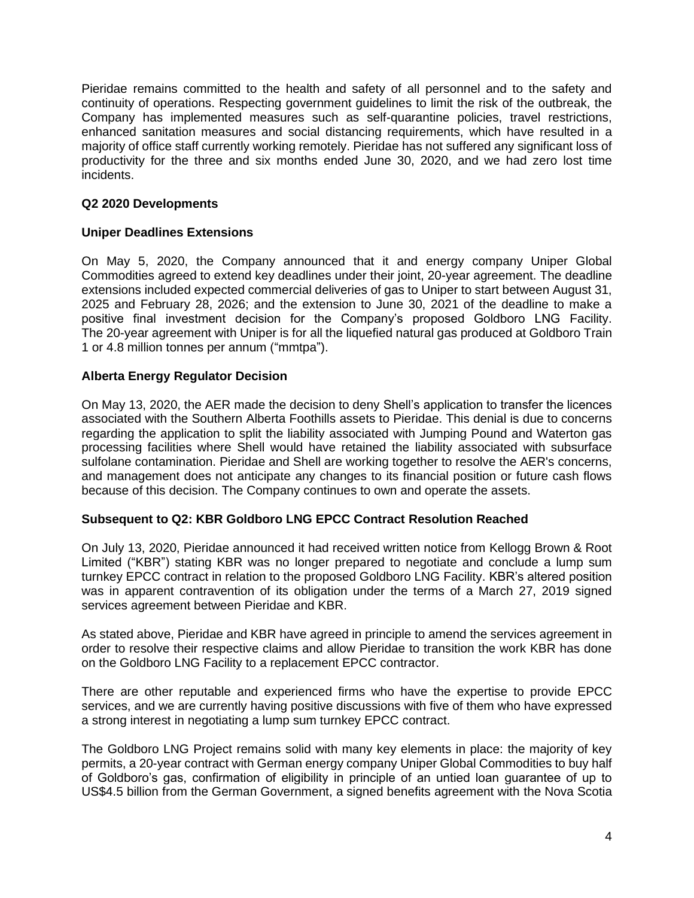Pieridae remains committed to the health and safety of all personnel and to the safety and continuity of operations. Respecting government guidelines to limit the risk of the outbreak, the Company has implemented measures such as self-quarantine policies, travel restrictions, enhanced sanitation measures and social distancing requirements, which have resulted in a majority of office staff currently working remotely. Pieridae has not suffered any significant loss of productivity for the three and six months ended June 30, 2020, and we had zero lost time incidents.

### Q2 2020 Developments

### Uniper Deadlines Extensions

On May 5, 2020, the Company announced that it and energy company Uniper Global Commodities agreed to extend key deadlines under their joint, 20-year agreement. The deadline extensions included expected commercial deliveries of gas to Uniper to start between August 31, 2025 and February 28, 2026; and the extension to June 30, 2021 of the deadline to make a positive final investment decision for the Company's proposed Goldboro LNG Facility. The 20-year agreement with Uniper is for all the liquefied natural gas produced at Goldboro Train 1 or 4.8 million tonnes per annum ("mmtpa").

### Alberta Energy Regulator Decision

On May 13, 2020, the AER made the decision to deny Shell's application to transfer the licences associated with the Southern Alberta Foothills assets to Pieridae. This denial is due to concerns regarding the application to split the liability associated with Jumping Pound and Waterton gas processing facilities where Shell would have retained the liability associated with subsurface sulfolane contamination. Pieridae and Shell are working together to resolve the AER's concerns, and management does not anticipate any changes to its financial position or future cash flows because of this decision. The Company continues to own and operate the assets.

### Subsequent to Q2: KBR Goldboro LNG EPCC Contract Resolution Reached

On July 13, 2020, Pieridae announced it had received written notice from Kellogg Brown & Root Limited ("KBR") stating KBR was no longer prepared to negotiate and conclude a lump sum turnkey EPCC contract in relation to the proposed Goldboro LNG Facility. KBR's altered position was in apparent contravention of its obligation under the terms of a March 27, 2019 signed services agreement between Pieridae and KBR.

As stated above, Pieridae and KBR have agreed in principle to amend the services agreement in order to resolve their respective claims and allow Pieridae to transition the work KBR has done on the Goldboro LNG Facility to a replacement EPCC contractor.

There are other reputable and experienced firms who have the expertise to provide EPCC services, and we are currently having positive discussions with five of them who have expressed a strong interest in negotiating a lump sum turnkey EPCC contract.

The Goldboro LNG Project remains solid with many key elements in place: the majority of key permits, a 20-year contract with German energy company Uniper Global Commodities to buy half of Goldboro's gas, confirmation of eligibility in principle of an untied loan guarantee of up to US$4.5 billion from the German Government, a signed benefits agreement with the Nova Scotia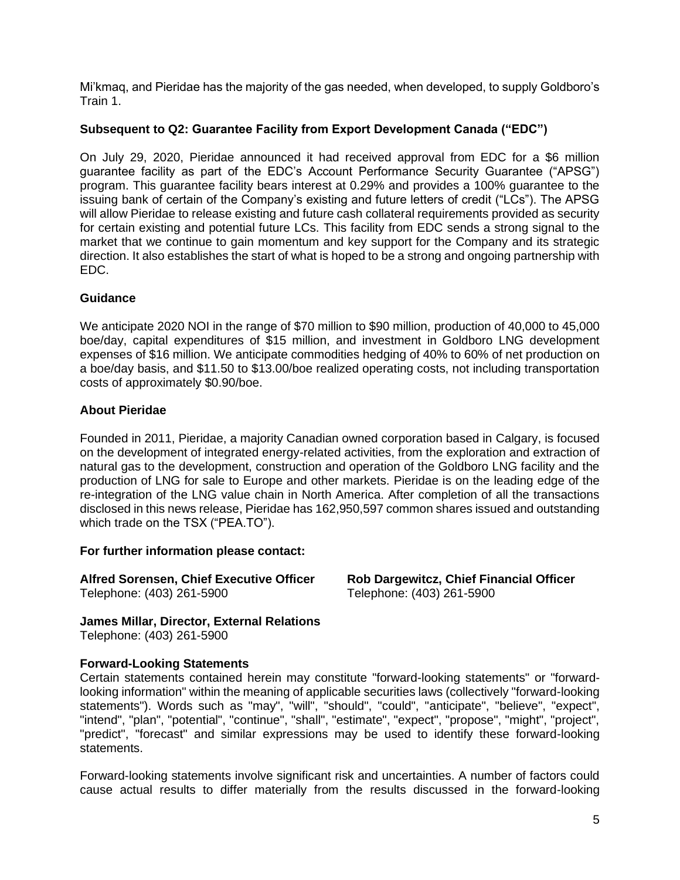Mi'kmaq, and Pieridae has the majority of the gas needed, when developed, to supply Goldboro's Train 1.

### Subsequent to Q2: Guarantee Facility from Export Development Canada ("EDC")

On July 29, 2020, Pieridae announced it had received approval from EDC for a $6 million guarantee facility as part of the EDC's Account Performance Security Guarantee ("APSG") program. This guarantee facility bears interest at 0.29% and provides a 100% guarantee to the issuing bank of certain of the Company's existing and future letters of credit ("LCs"). The APSG will allow Pieridae to release existing and future cash collateral requirements provided as security for certain existing and potential future LCs. This facility from EDC sends a strong signal to the market that we continue to gain momentum and key support for the Company and its strategic direction. It also establishes the start of what is hoped to be a strong and ongoing partnership with EDC.

### Guidance

We anticipate 2020 NOI in the range of $70 million to $90 million, production of 40,000 to 45,000 boe/day, capital expenditures of $15 million, and investment in Goldboro LNG development expenses of $16 million. We anticipate commodities hedging of 40% to 60% of net production on a boe/day basis, and $11.50 to $13.00/boe realized operating costs, not including transportation costs of approximately $0.90/boe.

### About Pieridae

Founded in 2011, Pieridae, a majority Canadian owned corporation based in Calgary, is focused on the development of integrated energy-related activities, from the exploration and extraction of natural gas to the development, construction and operation of the Goldboro LNG facility and the production of LNG for sale to Europe and other markets. Pieridae is on the leading edge of the re-integration of the LNG value chain in North America. After completion of all the transactions disclosed in this news release, Pieridae has 162,950,597 common shares issued and outstanding which trade on the TSX ("PEA.TO").

### For further information please contact:

**Alfred Sorensen, Chief Executive Officer**
Telephone: (403) 261-5900

**Rob Dargewitcz, Chief Financial Officer**
Telephone: (403) 261-5900

**James Millar, Director, External Relations**
Telephone: (403) 261-5900

### Forward-Looking Statements

Certain statements contained herein may constitute "forward-looking statements" or "forward-looking information" within the meaning of applicable securities laws (collectively "forward-looking statements"). Words such as "may", "will", "should", "could", "anticipate", "believe", "expect", "intend", "plan", "potential", "continue", "shall", "estimate", "expect", "propose", "might", "project", "predict", "forecast" and similar expressions may be used to identify these forward-looking statements.

Forward-looking statements involve significant risk and uncertainties. A number of factors could cause actual results to differ materially from the results discussed in the forward-looking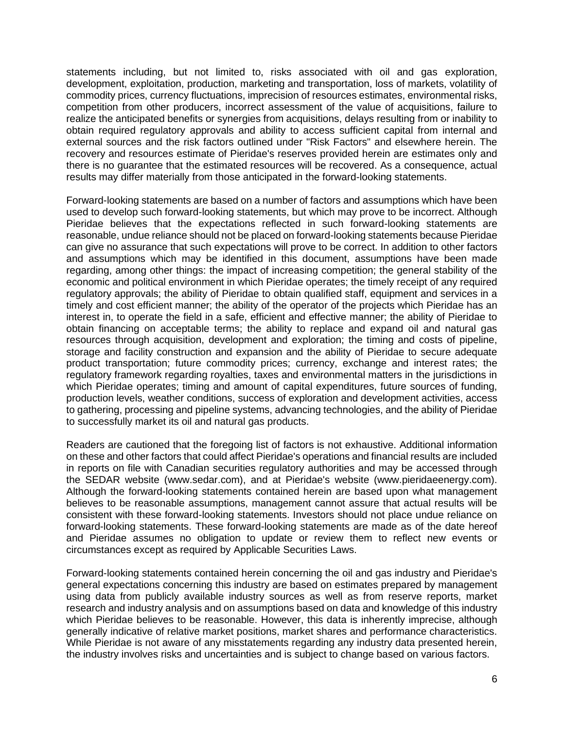statements including, but not limited to, risks associated with oil and gas exploration, development, exploitation, production, marketing and transportation, loss of markets, volatility of commodity prices, currency fluctuations, imprecision of resources estimates, environmental risks, competition from other producers, incorrect assessment of the value of acquisitions, failure to realize the anticipated benefits or synergies from acquisitions, delays resulting from or inability to obtain required regulatory approvals and ability to access sufficient capital from internal and external sources and the risk factors outlined under "Risk Factors" and elsewhere herein. The recovery and resources estimate of Pieridae's reserves provided herein are estimates only and there is no guarantee that the estimated resources will be recovered. As a consequence, actual results may differ materially from those anticipated in the forward-looking statements.

Forward-looking statements are based on a number of factors and assumptions which have been used to develop such forward-looking statements, but which may prove to be incorrect. Although Pieridae believes that the expectations reflected in such forward-looking statements are reasonable, undue reliance should not be placed on forward-looking statements because Pieridae can give no assurance that such expectations will prove to be correct. In addition to other factors and assumptions which may be identified in this document, assumptions have been made regarding, among other things: the impact of increasing competition; the general stability of the economic and political environment in which Pieridae operates; the timely receipt of any required regulatory approvals; the ability of Pieridae to obtain qualified staff, equipment and services in a timely and cost efficient manner; the ability of the operator of the projects which Pieridae has an interest in, to operate the field in a safe, efficient and effective manner; the ability of Pieridae to obtain financing on acceptable terms; the ability to replace and expand oil and natural gas resources through acquisition, development and exploration; the timing and costs of pipeline, storage and facility construction and expansion and the ability of Pieridae to secure adequate product transportation; future commodity prices; currency, exchange and interest rates; the regulatory framework regarding royalties, taxes and environmental matters in the jurisdictions in which Pieridae operates; timing and amount of capital expenditures, future sources of funding, production levels, weather conditions, success of exploration and development activities, access to gathering, processing and pipeline systems, advancing technologies, and the ability of Pieridae to successfully market its oil and natural gas products.

Readers are cautioned that the foregoing list of factors is not exhaustive. Additional information on these and other factors that could affect Pieridae's operations and financial results are included in reports on file with Canadian securities regulatory authorities and may be accessed through the SEDAR website (www.sedar.com), and at Pieridae's website (www.pieridaeenergy.com). Although the forward-looking statements contained herein are based upon what management believes to be reasonable assumptions, management cannot assure that actual results will be consistent with these forward-looking statements. Investors should not place undue reliance on forward-looking statements. These forward-looking statements are made as of the date hereof and Pieridae assumes no obligation to update or review them to reflect new events or circumstances except as required by Applicable Securities Laws.

Forward-looking statements contained herein concerning the oil and gas industry and Pieridae's general expectations concerning this industry are based on estimates prepared by management using data from publicly available industry sources as well as from reserve reports, market research and industry analysis and on assumptions based on data and knowledge of this industry which Pieridae believes to be reasonable. However, this data is inherently imprecise, although generally indicative of relative market positions, market shares and performance characteristics. While Pieridae is not aware of any misstatements regarding any industry data presented herein, the industry involves risks and uncertainties and is subject to change based on various factors.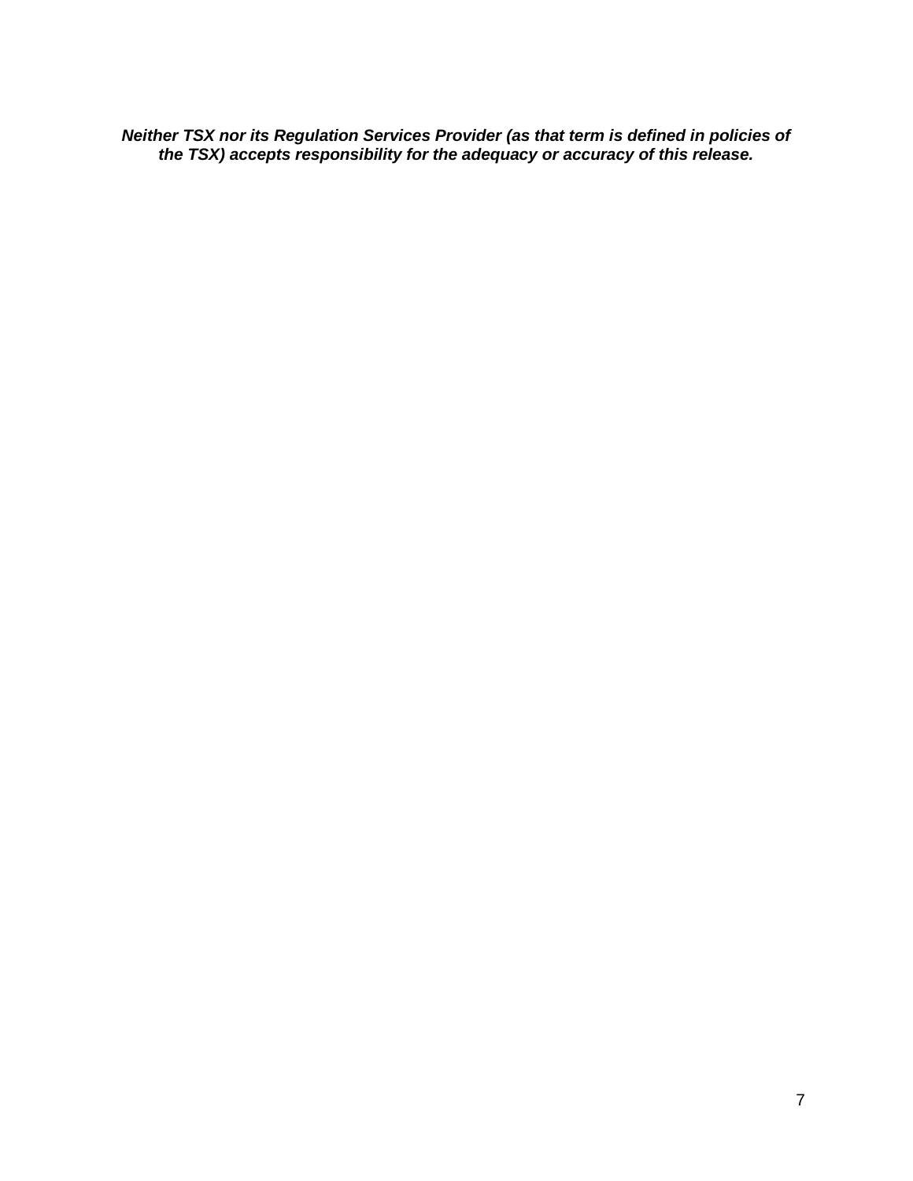***Neither TSX nor its Regulation Services Provider (as that term is defined in policies of the TSX) accepts responsibility for the adequacy or accuracy of this release.***